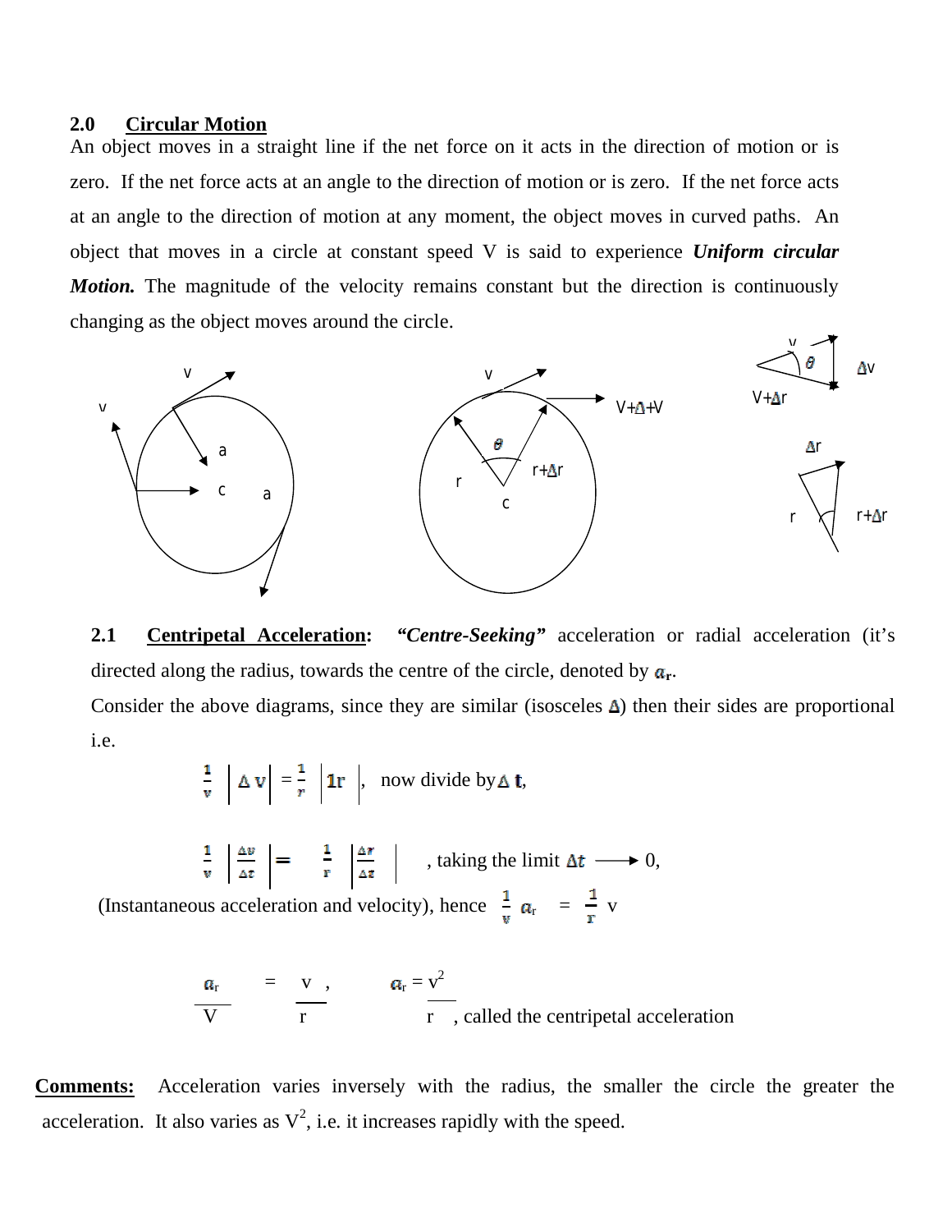## 2.0 Circular Motion

An object moves in a straight line if the net force on it acts in the direction of motion or is zero. If the net force acts at an angle to the direction of motion or is zero. If the net force acts at an angle to the direction of motion at any moment, the object moves in curved paths. An object that moves in a circle at constant speed V is said to experience ***Uniform circular Motion.*** The magnitude of the velocity remains constant but the direction is continuously changing as the object moves around the circle.

### 2.1 Centripetal Acceleration:

***"Centre-Seeking"*** acceleration or radial acceleration (it's directed along the radius, towards the centre of the circle, denoted by $a_r$.

Consider the above diagrams, since they are similar (isosceles $\Delta$) then their sides are proportional i.e.

$$\frac{1}{v}\left|\Delta v\right| = \frac{1}{r}\left|\Delta r\right|,$$ now divide by $\Delta t$,

$$\frac{1}{v}\left|\frac{\Delta v}{\Delta t}\right| = \frac{1}{r}\left|\frac{\Delta r}{\Delta t}\right|$$ , taking the limit $\Delta t \longrightarrow 0$,

(Instantaneous acceleration and velocity), hence $\frac{1}{v} a_r = \frac{1}{r} v$

$$\frac{a_r}{V} = \frac{v}{r}, \qquad a_r = \frac{v^2}{r}$$ , called the centripetal acceleration

**Comments:** Acceleration varies inversely with the radius, the smaller the circle the greater the acceleration. It also varies as $V^2$, i.e. it increases rapidly with the speed.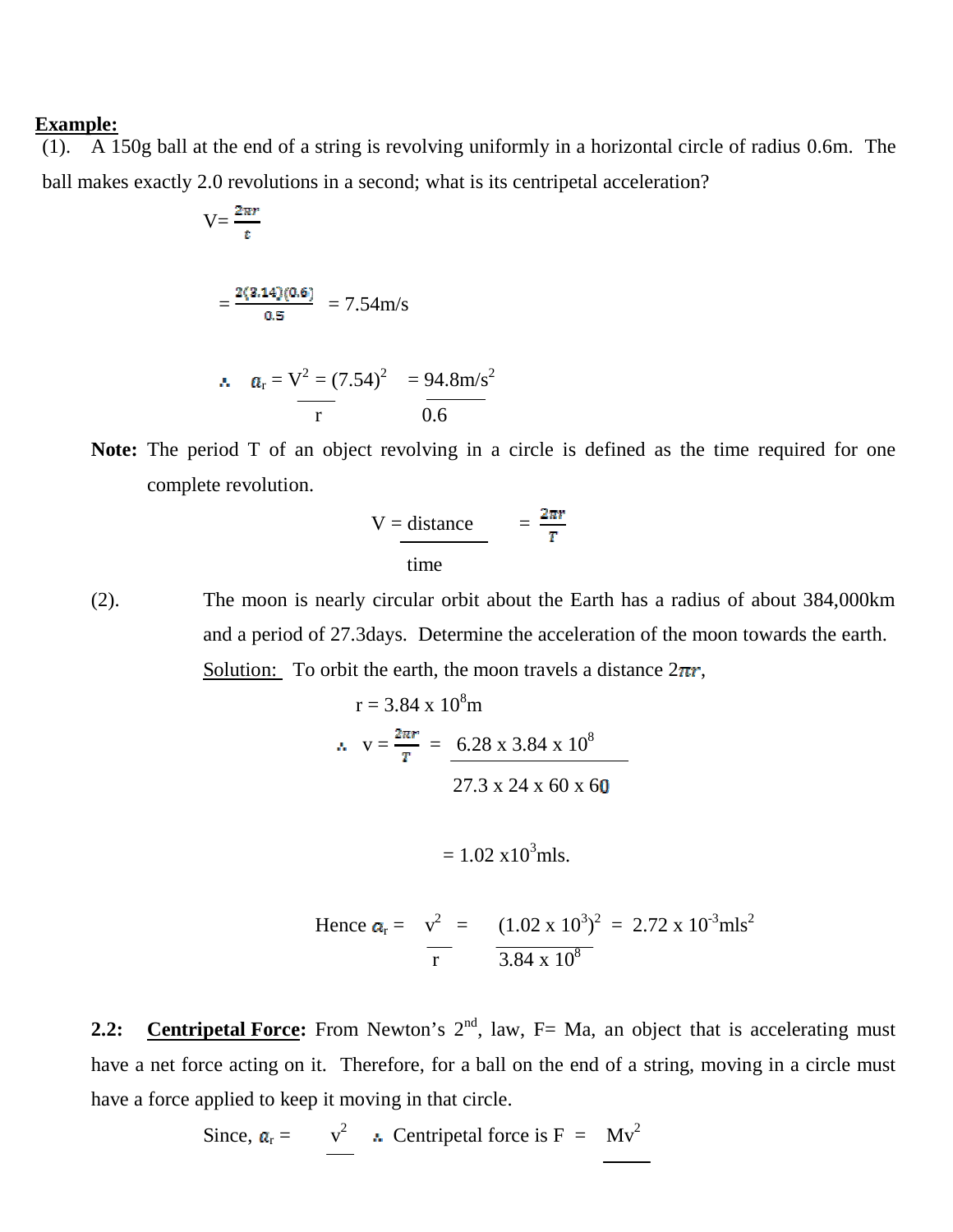**Example:**

(1). A 150g ball at the end of a string is revolving uniformly in a horizontal circle of radius 0.6m. The ball makes exactly 2.0 revolutions in a second; what is its centripetal acceleration?

$$V = \frac{2\pi r}{t}$$

$$= \frac{2(3.14)(0.6)}{0.5} = 7.54\text{m/s}$$

$$\therefore \quad a_r = \frac{V^2}{r} = \frac{(7.54)^2}{0.6} = 94.8\text{m/s}^2$$

**Note:** The period T of an object revolving in a circle is defined as the time required for one complete revolution.

$$V = \frac{\text{distance}}{\text{time}} = \frac{2\pi r}{T}$$

(2). The moon is nearly circular orbit about the Earth has a radius of about 384,000km and a period of 27.3days. Determine the acceleration of the moon towards the earth.

Solution: To orbit the earth, the moon travels a distance $2\pi r$,

$$r = 3.84 \times 10^8\text{m}$$

$$\therefore \quad v = \frac{2\pi r}{T} = \frac{6.28 \times 3.84 \times 10^8}{27.3 \times 24 \times 60 \times 60}$$

$$= 1.02 \times 10^3\text{mls.}$$

$$\text{Hence } a_r = \frac{v^2}{r} = \frac{(1.02 \times 10^3)^2}{3.84 \times 10^8} = 2.72 \times 10^{-3}\text{mls}^2$$

**2.2: Centripetal Force:** From Newton's 2nd, law, F= Ma, an object that is accelerating must have a net force acting on it. Therefore, for a ball on the end of a string, moving in a circle must have a force applied to keep it moving in that circle.

Since, $a_r = \frac{v^2}{}$ $\therefore$ Centripetal force is $F = \frac{Mv^2}{}$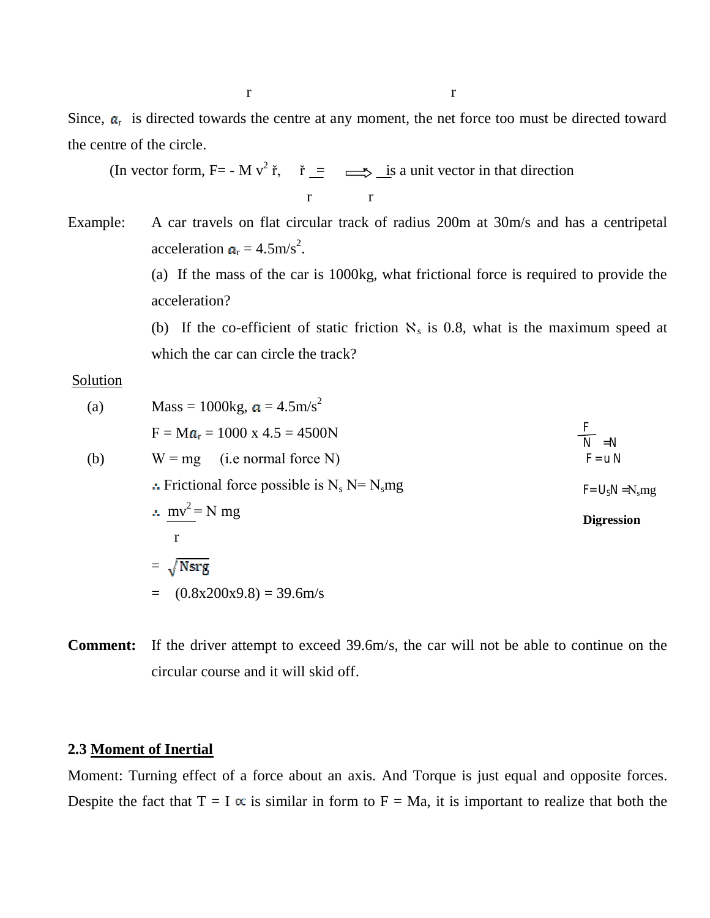r r

Since, $a_r$ is directed towards the centre at any moment, the net force too must be directed toward the centre of the circle.

(In vector form, $F = - M v^2 \check{r}$, $\check{r} = \frac{\vec{r}}{r}$ is a unit vector in that direction

Example: A car travels on flat circular track of radius 200m at 30m/s and has a centripetal acceleration $a_r = 4.5m/s^2$.

(a) If the mass of the car is 1000kg, what frictional force is required to provide the acceleration?

(b) If the co-efficient of static friction $\aleph_s$ is 0.8, what is the maximum speed at which the car can circle the track?

Solution

(a) Mass = 1000kg, $a = 4.5m/s^2$

$F = Ma_r = 1000 \times 4.5 = 4500N$

(b) W = mg (i.e normal force N)

∴ Frictional force possible is $N_s N = N_s mg$

∴ $\frac{mv^2}{r} = N mg$

$= \sqrt{Nsrg}$

$= (0.8 \times 200 \times 9.8) = 39.6m/s$

$\frac{F}{N} = N$

$F = u N$

$F = U_s N = N_s mg$

**Digression**

**Comment:** If the driver attempt to exceed 39.6m/s, the car will not be able to continue on the circular course and it will skid off.

## 2.3 Moment of Inertial

Moment: Turning effect of a force about an axis. And Torque is just equal and opposite forces. Despite the fact that $T = I \propto$ is similar in form to $F = Ma$, it is important to realize that both the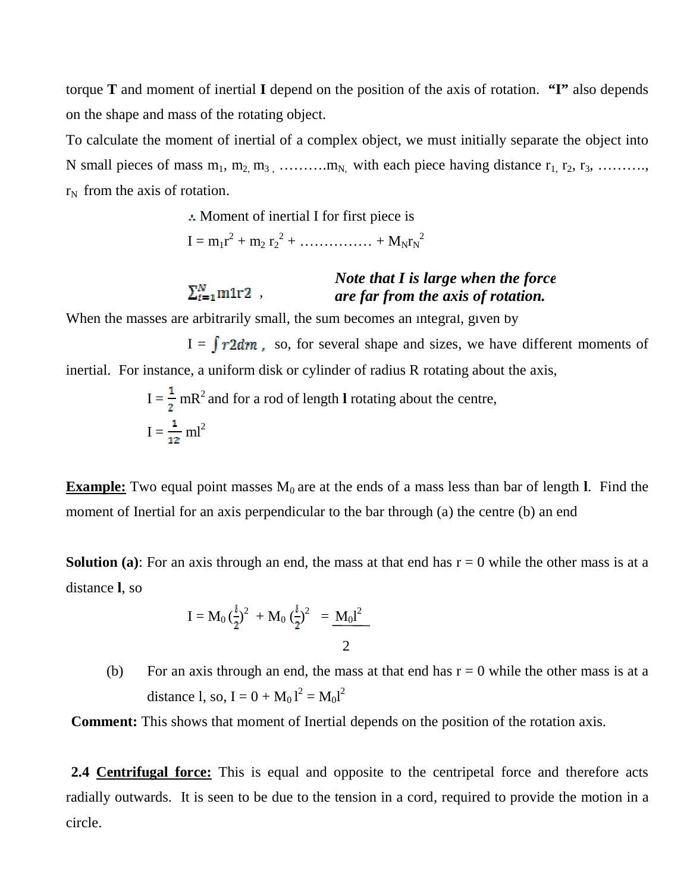torque **T** and moment of inertial **I** depend on the position of the axis of rotation. **"I"** also depends on the shape and mass of the rotating object.

To calculate the moment of inertial of a complex object, we must initially separate the object into N small pieces of mass $m_1$, $m_2$, $m_3$, ……….$m_N$, with each piece having distance $r_1$, $r_2$, $r_3$, ………., $r_N$ from the axis of rotation.

∴ Moment of inertial I for first piece is

$$I = m_1r^2 + m_2 r_2^2 + \ldots\ldots\ldots\ldots + M_N r_N^2$$

$\sum_{i=1}^{N} m1r2$ ,

***Note that I is large when the force are far from the axis of rotation.***

When the masses are arbitrarily small, the sum becomes an integral, given by

$I = \int r2dm$ , so, for several shape and sizes, we have different moments of inertial. For instance, a uniform disk or cylinder of radius R rotating about the axis,

$I = \frac{1}{2} mR^2$ and for a rod of length **l** rotating about the centre,

$I = \frac{1}{12} ml^2$

**Example:** Two equal point masses $M_0$ are at the ends of a mass less than bar of length **l**. Find the moment of Inertial for an axis perpendicular to the bar through (a) the centre (b) an end

**Solution (a)**: For an axis through an end, the mass at that end has r = 0 while the other mass is at a distance **l**, so

$$I = M_0 \left(\frac{l}{2}\right)^2 + M_0 \left(\frac{l}{2}\right)^2 = \frac{M_0 l^2}{2}$$

(b) For an axis through an end, the mass at that end has r = 0 while the other mass is at a distance l, so, $I = 0 + M_0 l^2 = M_0 l^2$

**Comment:** This shows that moment of Inertial depends on the position of the rotation axis.

**2.4 <u>Centrifugal force:</u>** This is equal and opposite to the centripetal force and therefore acts radially outwards. It is seen to be due to the tension in a cord, required to provide the motion in a circle.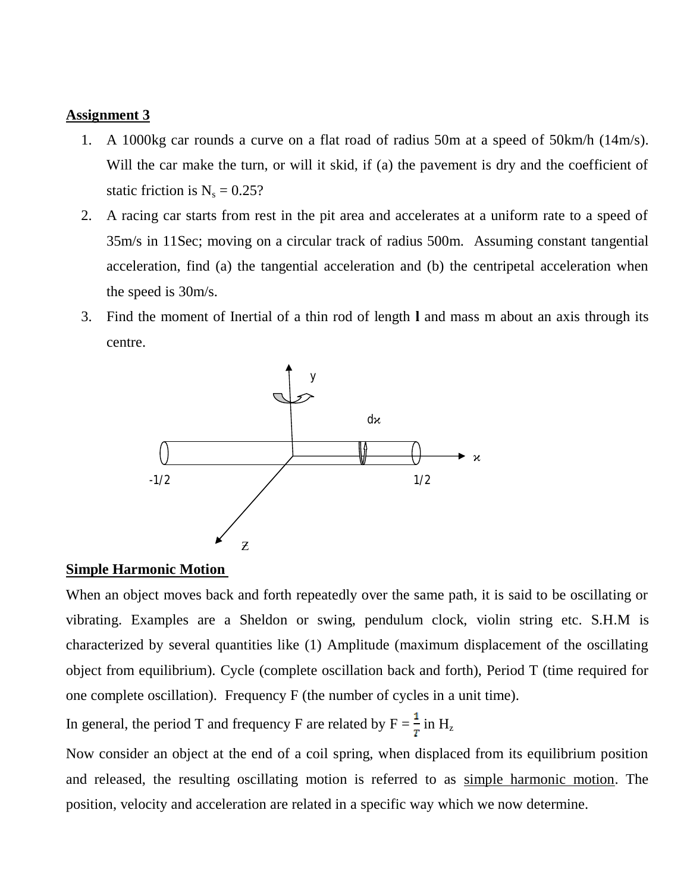**Assignment 3**

1. A 1000kg car rounds a curve on a flat road of radius 50m at a speed of 50km/h (14m/s). Will the car make the turn, or will it skid, if (a) the pavement is dry and the coefficient of static friction is $N_s = 0.25$?
2. A racing car starts from rest in the pit area and accelerates at a uniform rate to a speed of 35m/s in 11Sec; moving on a circular track of radius 500m. Assuming constant tangential acceleration, find (a) the tangential acceleration and (b) the centripetal acceleration when the speed is 30m/s.
3. Find the moment of Inertial of a thin rod of length **l** and mass m about an axis through its centre.

**Simple Harmonic Motion**

When an object moves back and forth repeatedly over the same path, it is said to be oscillating or vibrating. Examples are a Sheldon or swing, pendulum clock, violin string etc. S.H.M is characterized by several quantities like (1) Amplitude (maximum displacement of the oscillating object from equilibrium). Cycle (complete oscillation back and forth), Period T (time required for one complete oscillation). Frequency F (the number of cycles in a unit time).

In general, the period T and frequency F are related by $F = \frac{1}{T}$ in $H_z$

Now consider an object at the end of a coil spring, when displaced from its equilibrium position and released, the resulting oscillating motion is referred to as <u>simple harmonic motion</u>. The position, velocity and acceleration are related in a specific way which we now determine.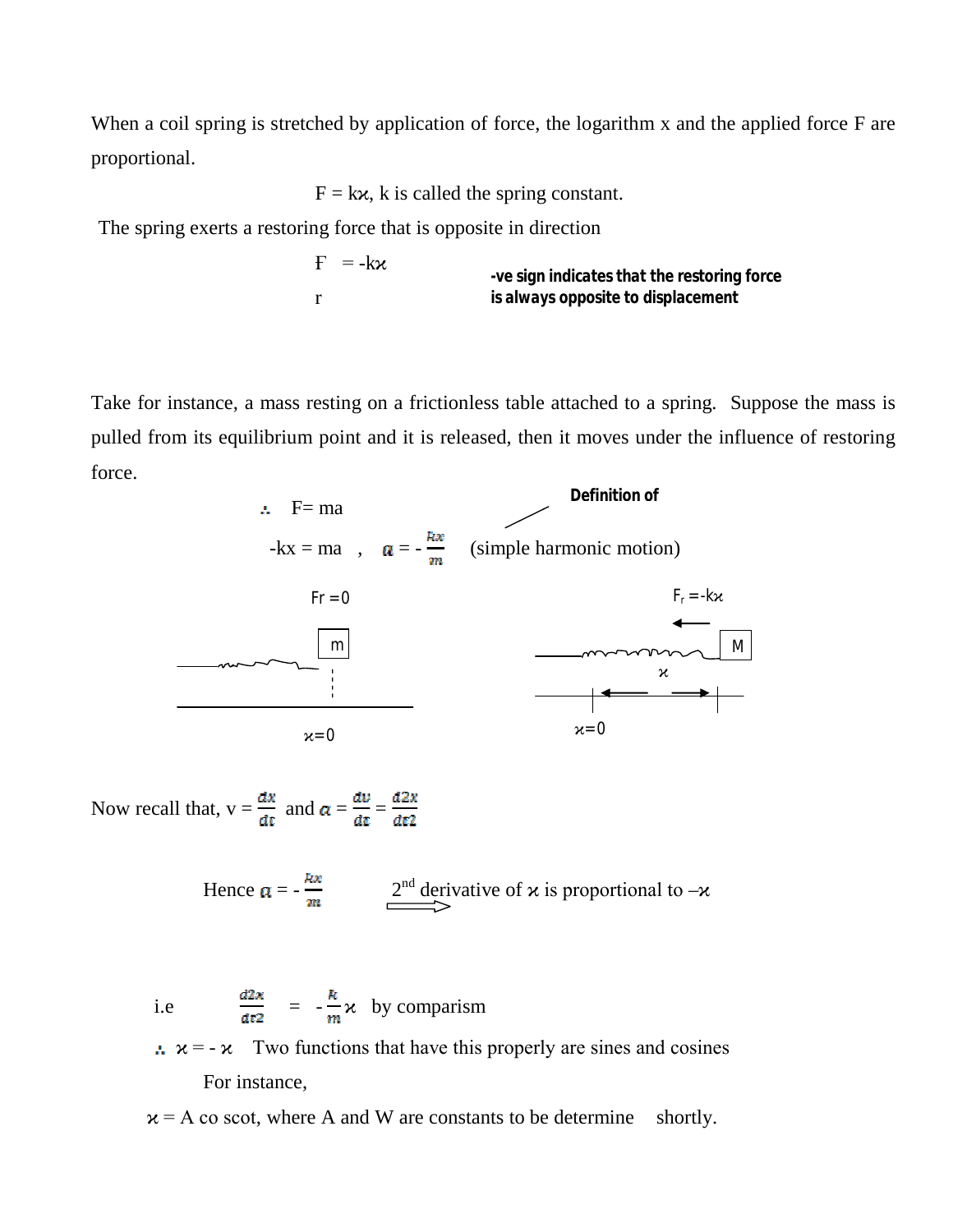When a coil spring is stretched by application of force, the logarithm x and the applied force F are proportional.

$$F = k\varkappa\text{, k is called the spring constant.}$$

The spring exerts a restoring force that is opposite in direction

$$F_r = -k\varkappa$$

**-ve sign indicates that the restoring force is always opposite to displacement**

Take for instance, a mass resting on a frictionless table attached to a spring. Suppose the mass is pulled from its equilibrium point and it is released, then it moves under the influence of restoring force.

**Definition of**

$\therefore$ F= ma

$-kx = ma$ , $a = -\frac{kx}{m}$ (simple harmonic motion)

Fr =0

m

$\varkappa$=0

$F_r = -k\varkappa$

M

$\varkappa$

$\varkappa$=0

Now recall that, $v = \frac{dx}{dt}$ and $a = \frac{dv}{dt} = \frac{d2x}{dt2}$

Hence $a = -\frac{kx}{m}$ $\Rightarrow$ 2nd derivative of $\varkappa$ is proportional to $-\varkappa$

i.e $\frac{d2\varkappa}{dt2} = -\frac{k}{m}\varkappa$ by comparism

$\therefore$ $\varkappa = -\varkappa$ Two functions that have this properly are sines and cosines

For instance,

$\varkappa$ = A co scot, where A and W are constants to be determine shortly.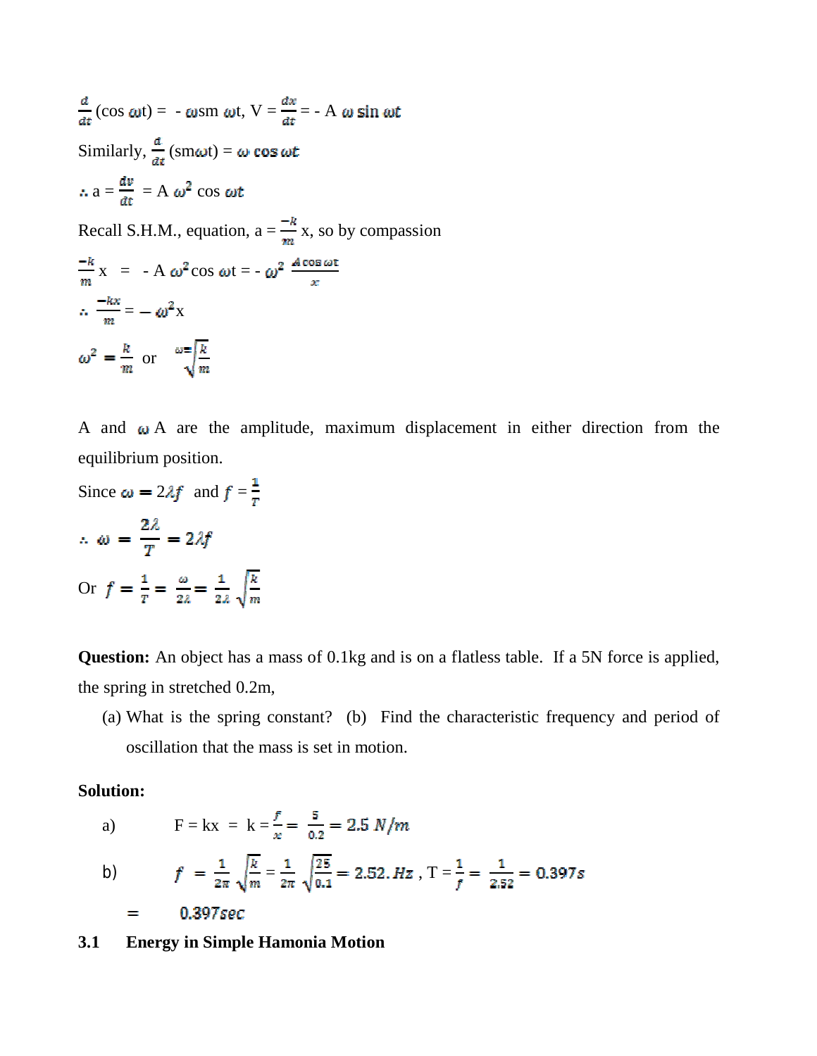$\frac{d}{dt}$ (cos $\omega$t) = - $\omega$sm $\omega$t, V = $\frac{dx}{dt}$ = - A $\omega \sin \omega t$

Similarly, $\frac{d}{dt}$ (sm$\omega$t) = $\omega \cos \omega t$

$\therefore$ a = $\frac{dv}{dt}$ = A $\omega^2$ cos $\omega t$

Recall S.H.M., equation, a = $\frac{-k}{m}$ x, so by compassion

$\frac{-k}{m}$x = - A $\omega^2$cos $\omega$t = - $\omega^2$ $\frac{A \cos \omega t}{x}$

$\therefore$ $\frac{-kx}{m} = -\omega^2$x

$\omega^2 = \frac{k}{m}$ or $\omega = \sqrt{\frac{k}{m}}$

A and $\omega$ A are the amplitude, maximum displacement in either direction from the equilibrium position.

Since $\omega = 2\lambda f$ and $f = \frac{1}{T}$

$\therefore$ $\omega = \frac{2\lambda}{T} = 2\lambda f$

Or $f = \frac{1}{T} = \frac{\omega}{2\lambda} = \frac{1}{2\lambda}\sqrt{\frac{k}{m}}$

**Question:** An object has a mass of 0.1kg and is on a flatless table. If a 5N force is applied, the spring in stretched 0.2m,

(a) What is the spring constant? (b) Find the characteristic frequency and period of oscillation that the mass is set in motion.

**Solution:**

a) F = kx = k = $\frac{f}{x} = \frac{5}{0.2} = 2.5\ N/m$

b) $f = \frac{1}{2\pi}\sqrt{\frac{k}{m}} = \frac{1}{2\pi}\sqrt{\frac{25}{0.1}} = 2.52.Hz$ , T = $\frac{1}{f} = \frac{1}{2.52} = 0.397s$

= $0.397sec$

### 3.1 Energy in Simple Hamonia Motion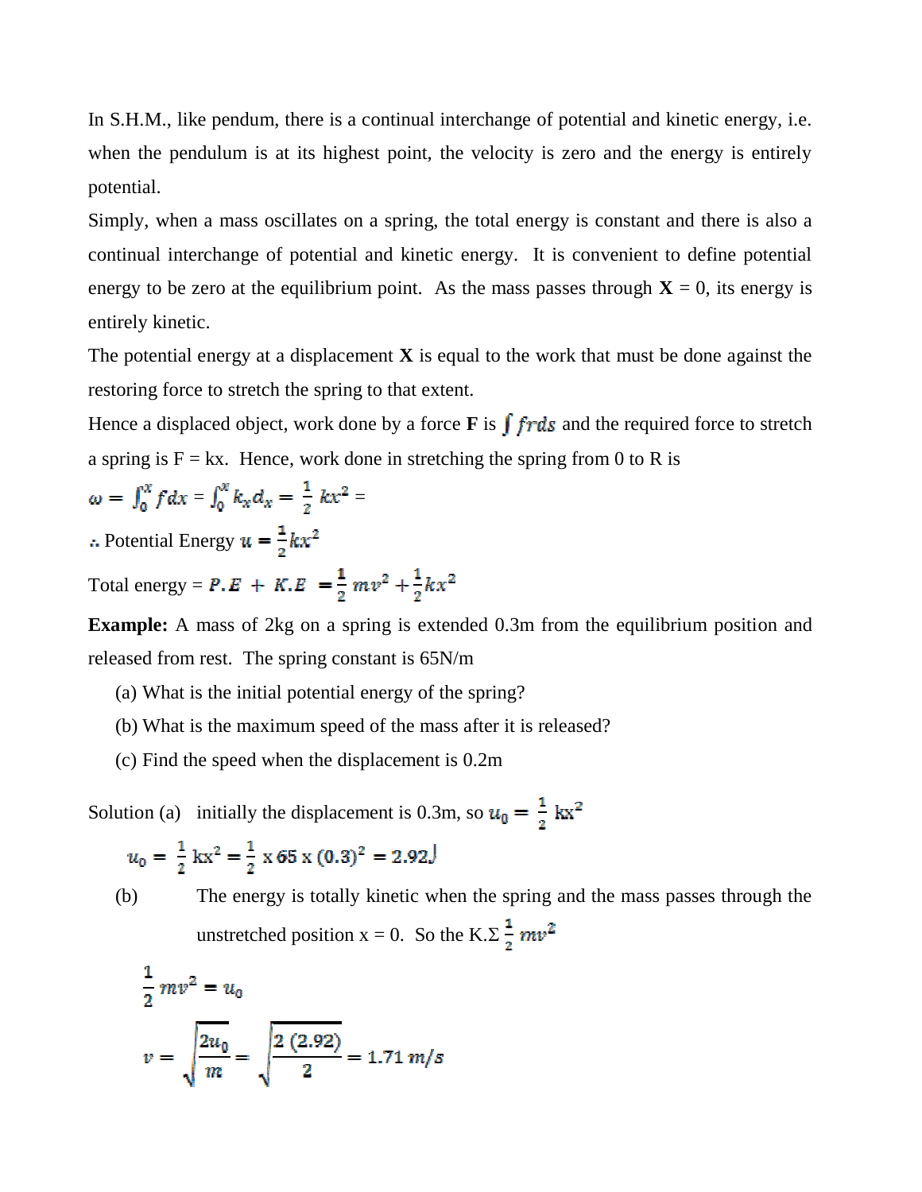In S.H.M., like pendum, there is a continual interchange of potential and kinetic energy, i.e. when the pendulum is at its highest point, the velocity is zero and the energy is entirely potential.

Simply, when a mass oscillates on a spring, the total energy is constant and there is also a continual interchange of potential and kinetic energy. It is convenient to define potential energy to be zero at the equilibrium point. As the mass passes through **X** = 0, its energy is entirely kinetic.

The potential energy at a displacement **X** is equal to the work that must be done against the restoring force to stretch the spring to that extent.

Hence a displaced object, work done by a force **F** is $\int frds$ and the required force to stretch a spring is F = kx. Hence, work done in stretching the spring from 0 to R is

$$\omega = \int_0^x f dx = \int_0^x k_x d_x = \frac{1}{2} kx^2 =$$

∴ Potential Energy $u = \frac{1}{2}kx^2$

Total energy = $P.E + K.E = \frac{1}{2} mv^2 + \frac{1}{2}kx^2$

**Example:** A mass of 2kg on a spring is extended 0.3m from the equilibrium position and released from rest. The spring constant is 65N/m

(a) What is the initial potential energy of the spring?

(b) What is the maximum speed of the mass after it is released?

(c) Find the speed when the displacement is 0.2m

Solution (a) initially the displacement is 0.3m, so $u_0 = \frac{1}{2}$ kx$^2$

$$u_0 = \frac{1}{2} \text{kx}^2 = \frac{1}{2} \text{ x } 65 \text{ x } (0.3)^2 = 2.92\text{J}$$

(b) The energy is totally kinetic when the spring and the mass passes through the unstretched position x = 0. So the K.Σ $\frac{1}{2} mv^2$

$$\frac{1}{2} mv^2 = u_0$$

$$v = \sqrt{\frac{2u_0}{m}} = \sqrt{\frac{2\ (2.92)}{2}} = 1.71\ m/s$$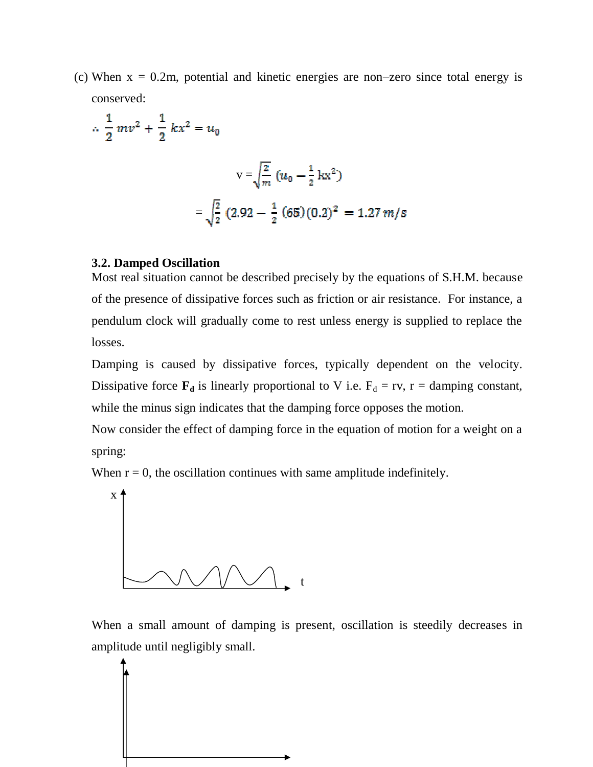(c) When x = 0.2m, potential and kinetic energies are non–zero since total energy is conserved:

$$\therefore \frac{1}{2}mv^2 + \frac{1}{2}kx^2 = u_0$$

$$v = \sqrt{\frac{2}{m}}\left(u_0 - \frac{1}{2}kx^2\right)$$

$$= \sqrt{\frac{2}{2}}\left(2.92 - \frac{1}{2}(65)(0.2)^2 = 1.27\ m/s\right.$$

### 3.2. Damped Oscillation

Most real situation cannot be described precisely by the equations of S.H.M. because of the presence of dissipative forces such as friction or air resistance. For instance, a pendulum clock will gradually come to rest unless energy is supplied to replace the losses.

Damping is caused by dissipative forces, typically dependent on the velocity. Dissipative force $\mathbf{F_d}$ is linearly proportional to V i.e. $F_d = rv$, r = damping constant, while the minus sign indicates that the damping force opposes the motion.

Now consider the effect of damping force in the equation of motion for a weight on a spring:

When r = 0, the oscillation continues with same amplitude indefinitely.

When a small amount of damping is present, oscillation is steedily decreases in amplitude until negligibly small.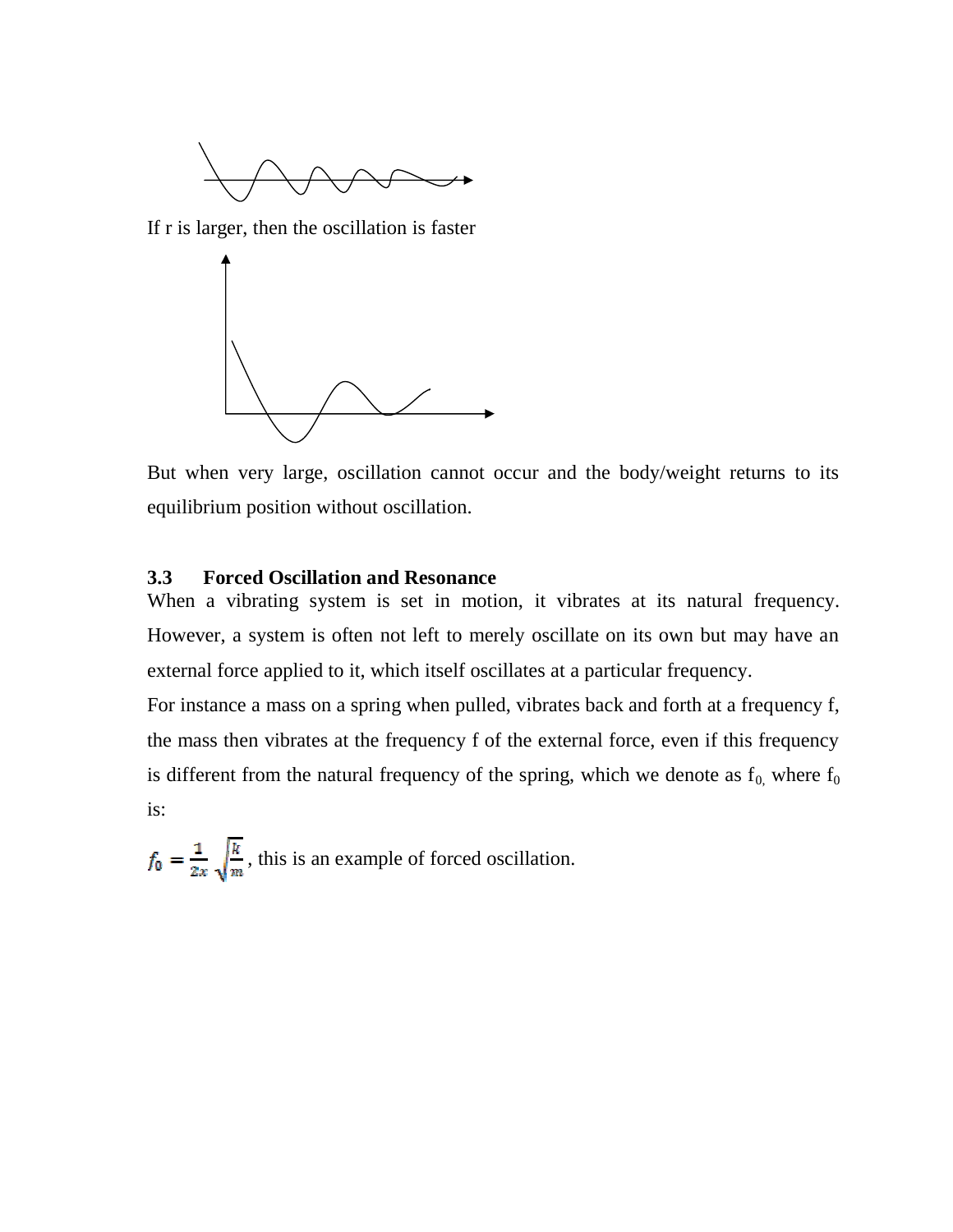If r is larger, then the oscillation is faster

But when very large, oscillation cannot occur and the body/weight returns to its equilibrium position without oscillation.

### 3.3 Forced Oscillation and Resonance

When a vibrating system is set in motion, it vibrates at its natural frequency. However, a system is often not left to merely oscillate on its own but may have an external force applied to it, which itself oscillates at a particular frequency.

For instance a mass on a spring when pulled, vibrates back and forth at a frequency f, the mass then vibrates at the frequency f of the external force, even if this frequency is different from the natural frequency of the spring, which we denote as $f_0$, where $f_0$ is:

$f_0 = \frac{1}{2x}\sqrt{\frac{k}{m}}$, this is an example of forced oscillation.